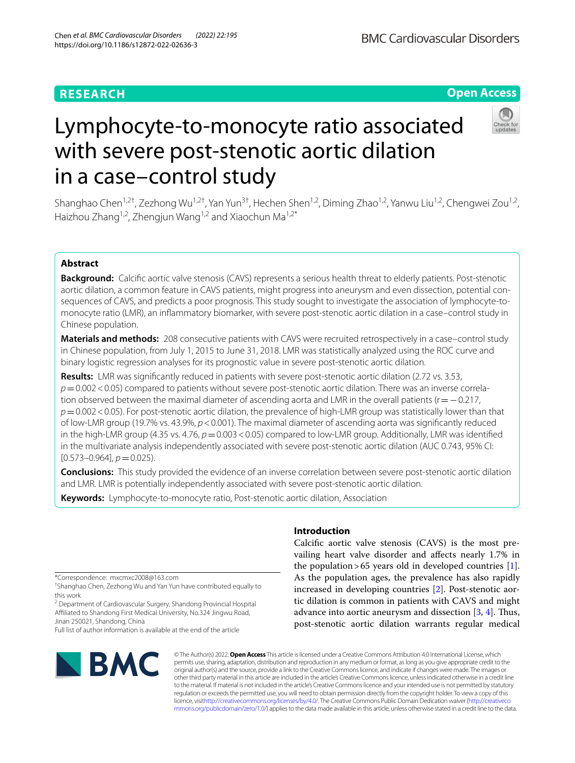RESEARCH

Open Access

# Lymphocyte-to-monocyte ratio associated with severe post-stenotic aortic dilation in a case–control study

Shanghao Chen[1,2†], Zezhong Wu[1,2†], Yan Yun[3†], Hechen Shen[1,2], Diming Zhao[1,2], Yanwu Liu[1,2], Chengwei Zou[1,2], Haizhou Zhang[1,2], Zhengjun Wang[1,2] and Xiaochun Ma[1,2*]

## Abstract

**Background:** Calcific aortic valve stenosis (CAVS) represents a serious health threat to elderly patients. Post-stenotic aortic dilation, a common feature in CAVS patients, might progress into aneurysm and even dissection, potential consequences of CAVS, and predicts a poor prognosis. This study sought to investigate the association of lymphocyte-to-monocyte ratio (LMR), an inflammatory biomarker, with severe post-stenotic aortic dilation in a case–control study in Chinese population.

**Materials and methods:** 208 consecutive patients with CAVS were recruited retrospectively in a case–control study in Chinese population, from July 1, 2015 to June 31, 2018. LMR was statistically analyzed using the ROC curve and binary logistic regression analyses for its prognostic value in severe post-stenotic aortic dilation.

**Results:** LMR was significantly reduced in patients with severe post-stenotic aortic dilation (2.72 vs. 3.53, $p = 0.002 < 0.05$) compared to patients without severe post-stenotic aortic dilation. There was an inverse correlation observed between the maximal diameter of ascending aorta and LMR in the overall patients ($r = -0.217$, $p = 0.002 < 0.05$). For post-stenotic aortic dilation, the prevalence of high-LMR group was statistically lower than that of low-LMR group (19.7% vs. 43.9%, $p < 0.001$). The maximal diameter of ascending aorta was significantly reduced in the high-LMR group (4.35 vs. 4.76, $p = 0.003 < 0.05$) compared to low-LMR group. Additionally, LMR was identified in the multivariate analysis independently associated with severe post-stenotic aortic dilation (AUC 0.743, 95% CI: [0.573–0.964], $p = 0.025$).

**Conclusions:** This study provided the evidence of an inverse correlation between severe post-stenotic aortic dilation and LMR. LMR is potentially independently associated with severe post-stenotic aortic dilation.

**Keywords:** Lymphocyte-to-monocyte ratio, Post-stenotic aortic dilation, Association

## Introduction

Calcific aortic valve stenosis (CAVS) is the most prevailing heart valve disorder and affects nearly 1.7% in the population > 65 years old in developed countries [1]. As the population ages, the prevalence has also rapidly increased in developing countries [2]. Post-stenotic aortic dilation is common in patients with CAVS and might advance into aortic aneurysm and dissection [3, 4]. Thus, post-stenotic aortic dilation warrants regular medical

*Correspondence: mxcmxc2008@163.com

†Shanghao Chen, Zezhong Wu and Yan Yun have contributed equally to this work

[2] Department of Cardiovascular Surgery, Shandong Provincial Hospital Affiliated to Shandong First Medical University, No.324 Jingwu Road, Jinan 250021, Shandong, China

Full list of author information is available at the end of the article

© The Author(s) 2022. **Open Access** This article is licensed under a Creative Commons Attribution 4.0 International License, which permits use, sharing, adaptation, distribution and reproduction in any medium or format, as long as you give appropriate credit to the original author(s) and the source, provide a link to the Creative Commons licence, and indicate if changes were made. The images or other third party material in this article are included in the article's Creative Commons licence, unless indicated otherwise in a credit line to the material. If material is not included in the article's Creative Commons licence and your intended use is not permitted by statutory regulation or exceeds the permitted use, you will need to obtain permission directly from the copyright holder. To view a copy of this licence, visit http://creativecommons.org/licenses/by/4.0/. The Creative Commons Public Domain Dedication waiver (http://creativecommons.org/publicdomain/zero/1.0/) applies to the data made available in this article, unless otherwise stated in a credit line to the data.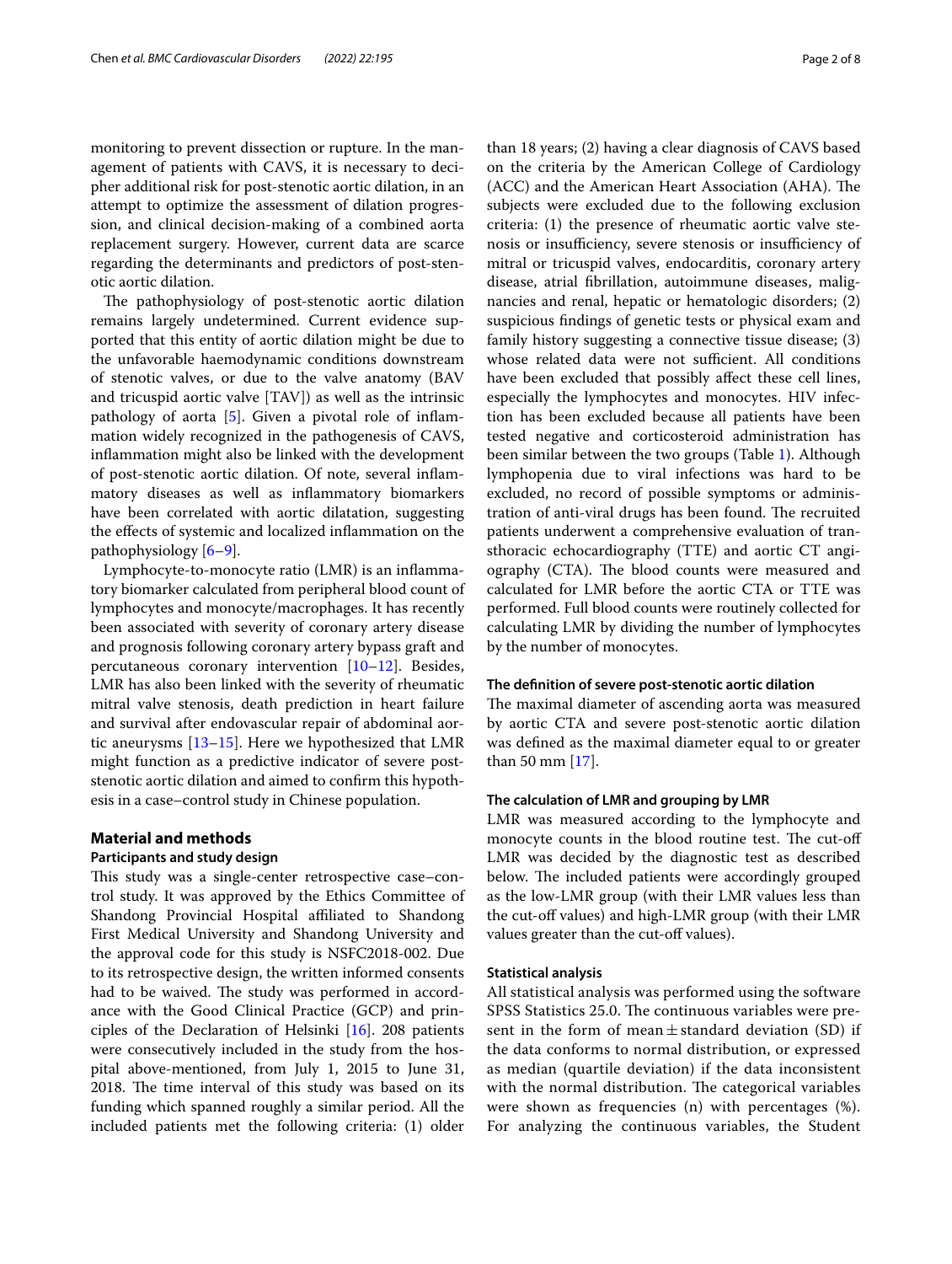monitoring to prevent dissection or rupture. In the management of patients with CAVS, it is necessary to decipher additional risk for post-stenotic aortic dilation, in an attempt to optimize the assessment of dilation progression, and clinical decision-making of a combined aorta replacement surgery. However, current data are scarce regarding the determinants and predictors of post-stenotic aortic dilation.

The pathophysiology of post-stenotic aortic dilation remains largely undetermined. Current evidence supported that this entity of aortic dilation might be due to the unfavorable haemodynamic conditions downstream of stenotic valves, or due to the valve anatomy (BAV and tricuspid aortic valve [TAV]) as well as the intrinsic pathology of aorta [5]. Given a pivotal role of inflammation widely recognized in the pathogenesis of CAVS, inflammation might also be linked with the development of post-stenotic aortic dilation. Of note, several inflammatory diseases as well as inflammatory biomarkers have been correlated with aortic dilatation, suggesting the effects of systemic and localized inflammation on the pathophysiology [6–9].

Lymphocyte-to-monocyte ratio (LMR) is an inflammatory biomarker calculated from peripheral blood count of lymphocytes and monocyte/macrophages. It has recently been associated with severity of coronary artery disease and prognosis following coronary artery bypass graft and percutaneous coronary intervention [10–12]. Besides, LMR has also been linked with the severity of rheumatic mitral valve stenosis, death prediction in heart failure and survival after endovascular repair of abdominal aortic aneurysms [13–15]. Here we hypothesized that LMR might function as a predictive indicator of severe post-stenotic aortic dilation and aimed to confirm this hypothesis in a case–control study in Chinese population.

## Material and methods

### Participants and study design

This study was a single-center retrospective case–control study. It was approved by the Ethics Committee of Shandong Provincial Hospital affiliated to Shandong First Medical University and Shandong University and the approval code for this study is NSFC2018-002. Due to its retrospective design, the written informed consents had to be waived. The study was performed in accordance with the Good Clinical Practice (GCP) and principles of the Declaration of Helsinki [16]. 208 patients were consecutively included in the study from the hospital above-mentioned, from July 1, 2015 to June 31, 2018. The time interval of this study was based on its funding which spanned roughly a similar period. All the included patients met the following criteria: (1) older than 18 years; (2) having a clear diagnosis of CAVS based on the criteria by the American College of Cardiology (ACC) and the American Heart Association (AHA). The subjects were excluded due to the following exclusion criteria: (1) the presence of rheumatic aortic valve stenosis or insufficiency, severe stenosis or insufficiency of mitral or tricuspid valves, endocarditis, coronary artery disease, atrial fibrillation, autoimmune diseases, malignancies and renal, hepatic or hematologic disorders; (2) suspicious findings of genetic tests or physical exam and family history suggesting a connective tissue disease; (3) whose related data were not sufficient. All conditions have been excluded that possibly affect these cell lines, especially the lymphocytes and monocytes. HIV infection has been excluded because all patients have been tested negative and corticosteroid administration has been similar between the two groups (Table 1). Although lymphopenia due to viral infections was hard to be excluded, no record of possible symptoms or administration of anti-viral drugs has been found. The recruited patients underwent a comprehensive evaluation of transthoracic echocardiography (TTE) and aortic CT angiography (CTA). The blood counts were measured and calculated for LMR before the aortic CTA or TTE was performed. Full blood counts were routinely collected for calculating LMR by dividing the number of lymphocytes by the number of monocytes.

### The definition of severe post-stenotic aortic dilation

The maximal diameter of ascending aorta was measured by aortic CTA and severe post-stenotic aortic dilation was defined as the maximal diameter equal to or greater than 50 mm [17].

### The calculation of LMR and grouping by LMR

LMR was measured according to the lymphocyte and monocyte counts in the blood routine test. The cut-off LMR was decided by the diagnostic test as described below. The included patients were accordingly grouped as the low-LMR group (with their LMR values less than the cut-off values) and high-LMR group (with their LMR values greater than the cut-off values).

### Statistical analysis

All statistical analysis was performed using the software SPSS Statistics 25.0. The continuous variables were present in the form of mean ± standard deviation (SD) if the data conforms to normal distribution, or expressed as median (quartile deviation) if the data inconsistent with the normal distribution. The categorical variables were shown as frequencies (n) with percentages (%). For analyzing the continuous variables, the Student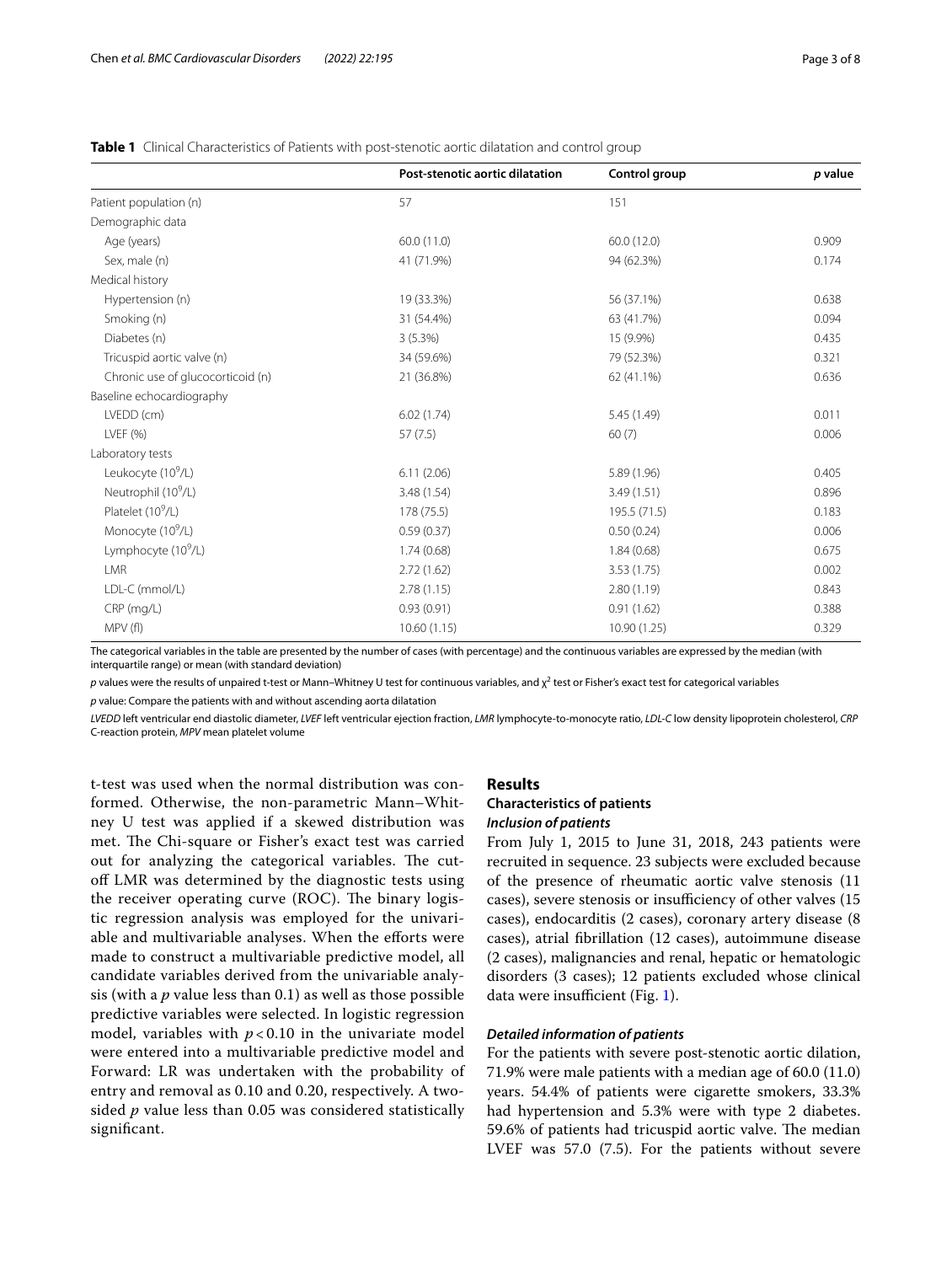**Table 1** Clinical Characteristics of Patients with post-stenotic aortic dilatation and control group

| | Post-stenotic aortic dilatation | Control group | *p* value |
|---|---|---|---|
| Patient population (n) | 57 | 151 | |
| Demographic data | | | |
| Age (years) | 60.0 (11.0) | 60.0 (12.0) | 0.909 |
| Sex, male (n) | 41 (71.9%) | 94 (62.3%) | 0.174 |
| Medical history | | | |
| Hypertension (n) | 19 (33.3%) | 56 (37.1%) | 0.638 |
| Smoking (n) | 31 (54.4%) | 63 (41.7%) | 0.094 |
| Diabetes (n) | 3 (5.3%) | 15 (9.9%) | 0.435 |
| Tricuspid aortic valve (n) | 34 (59.6%) | 79 (52.3%) | 0.321 |
| Chronic use of glucocorticoid (n) | 21 (36.8%) | 62 (41.1%) | 0.636 |
| Baseline echocardiography | | | |
| LVEDD (cm) | 6.02 (1.74) | 5.45 (1.49) | 0.011 |
| LVEF (%) | 57 (7.5) | 60 (7) | 0.006 |
| Laboratory tests | | | |
| Leukocyte ($10^9$/L) | 6.11 (2.06) | 5.89 (1.96) | 0.405 |
| Neutrophil ($10^9$/L) | 3.48 (1.54) | 3.49 (1.51) | 0.896 |
| Platelet ($10^9$/L) | 178 (75.5) | 195.5 (71.5) | 0.183 |
| Monocyte ($10^9$/L) | 0.59 (0.37) | 0.50 (0.24) | 0.006 |
| Lymphocyte ($10^9$/L) | 1.74 (0.68) | 1.84 (0.68) | 0.675 |
| LMR | 2.72 (1.62) | 3.53 (1.75) | 0.002 |
| LDL-C (mmol/L) | 2.78 (1.15) | 2.80 (1.19) | 0.843 |
| CRP (mg/L) | 0.93 (0.91) | 0.91 (1.62) | 0.388 |
| MPV (fl) | 10.60 (1.15) | 10.90 (1.25) | 0.329 |

The categorical variables in the table are presented by the number of cases (with percentage) and the continuous variables are expressed by the median (with interquartile range) or mean (with standard deviation)

*p* values were the results of unpaired t-test or Mann–Whitney U test for continuous variables, and $\chi^2$ test or Fisher's exact test for categorical variables

*p* value: Compare the patients with and without ascending aorta dilatation

*LVEDD* left ventricular end diastolic diameter, *LVEF* left ventricular ejection fraction, *LMR* lymphocyte-to-monocyte ratio, *LDL-C* low density lipoprotein cholesterol, *CRP* C-reaction protein, *MPV* mean platelet volume

t-test was used when the normal distribution was conformed. Otherwise, the non-parametric Mann–Whitney U test was applied if a skewed distribution was met. The Chi-square or Fisher's exact test was carried out for analyzing the categorical variables. The cut-off LMR was determined by the diagnostic tests using the receiver operating curve (ROC). The binary logistic regression analysis was employed for the univariable and multivariable analyses. When the efforts were made to construct a multivariable predictive model, all candidate variables derived from the univariable analysis (with a *p* value less than 0.1) as well as those possible predictive variables were selected. In logistic regression model, variables with $p < 0.10$ in the univariate model were entered into a multivariable predictive model and Forward: LR was undertaken with the probability of entry and removal as 0.10 and 0.20, respectively. A two-sided *p* value less than 0.05 was considered statistically significant.

## Results

### Characteristics of patients

#### *Inclusion of patients*

From July 1, 2015 to June 31, 2018, 243 patients were recruited in sequence. 23 subjects were excluded because of the presence of rheumatic aortic valve stenosis (11 cases), severe stenosis or insufficiency of other valves (15 cases), endocarditis (2 cases), coronary artery disease (8 cases), atrial fibrillation (12 cases), autoimmune disease (2 cases), malignancies and renal, hepatic or hematologic disorders (3 cases); 12 patients excluded whose clinical data were insufficient (Fig. 1).

#### *Detailed information of patients*

For the patients with severe post-stenotic aortic dilation, 71.9% were male patients with a median age of 60.0 (11.0) years. 54.4% of patients were cigarette smokers, 33.3% had hypertension and 5.3% were with type 2 diabetes. 59.6% of patients had tricuspid aortic valve. The median LVEF was 57.0 (7.5). For the patients without severe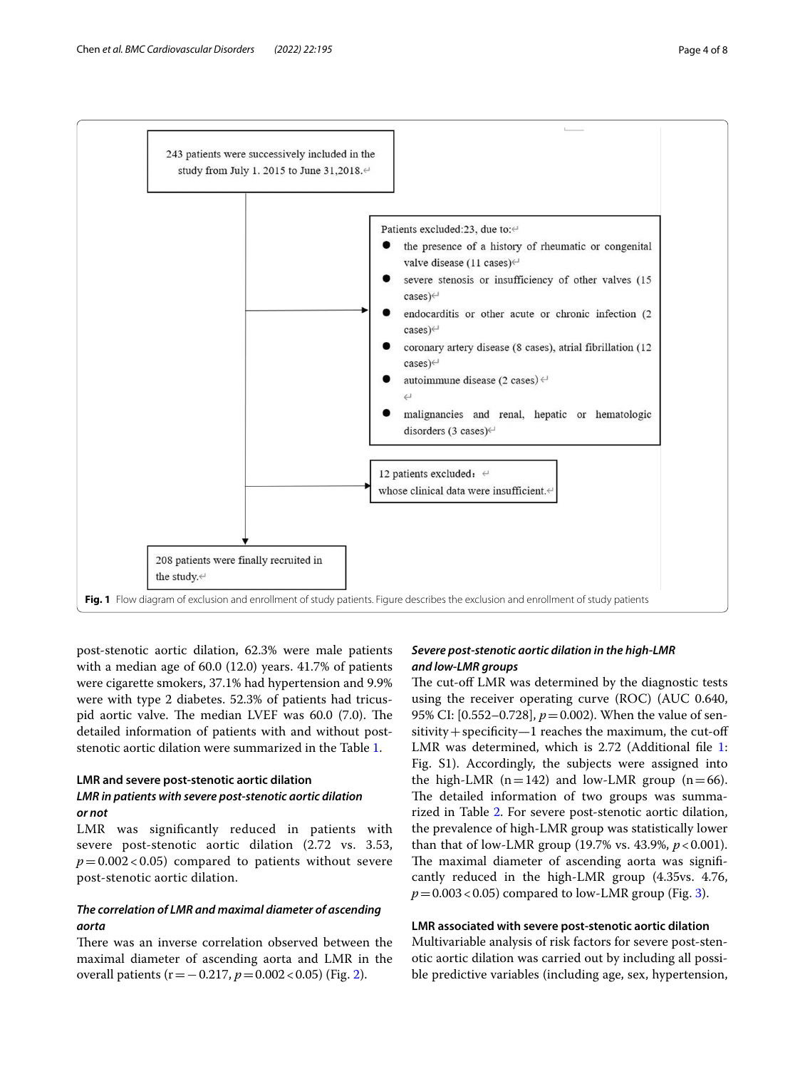243 patients were successively included in the study from July 1. 2015 to June 31,2018.

Patients excluded:23, due to:

- the presence of a history of rheumatic or congenital valve disease (11 cases)
- severe stenosis or insufficiency of other valves (15 cases)
- endocarditis or other acute or chronic infection (2 cases)
- coronary artery disease (8 cases), atrial fibrillation (12 cases)
- autoimmune disease (2 cases)
- malignancies and renal, hepatic or hematologic disorders (3 cases)

12 patients excluded: whose clinical data were insufficient.

208 patients were finally recruited in the study.

**Fig. 1** Flow diagram of exclusion and enrollment of study patients. Figure describes the exclusion and enrollment of study patients

post-stenotic aortic dilation, 62.3% were male patients with a median age of 60.0 (12.0) years. 41.7% of patients were cigarette smokers, 37.1% had hypertension and 9.9% were with type 2 diabetes. 52.3% of patients had tricuspid aortic valve. The median LVEF was 60.0 (7.0). The detailed information of patients with and without post-stenotic aortic dilation were summarized in the Table 1.

### LMR and severe post-stenotic aortic dilation

#### *LMR in patients with severe post-stenotic aortic dilation or not*

LMR was significantly reduced in patients with severe post-stenotic aortic dilation (2.72 vs. 3.53, $p = 0.002 < 0.05$) compared to patients without severe post-stenotic aortic dilation.

#### *The correlation of LMR and maximal diameter of ascending aorta*

There was an inverse correlation observed between the maximal diameter of ascending aorta and LMR in the overall patients ($r = -0.217$, $p = 0.002 < 0.05$) (Fig. 2).

#### *Severe post-stenotic aortic dilation in the high-LMR and low-LMR groups*

The cut-off LMR was determined by the diagnostic tests using the receiver operating curve (ROC) (AUC 0.640, 95% CI: [0.552–0.728], $p = 0.002$). When the value of sensitivity + specificity—1 reaches the maximum, the cut-off LMR was determined, which is 2.72 (Additional file 1: Fig. S1). Accordingly, the subjects were assigned into the high-LMR ($n = 142$) and low-LMR group ($n = 66$). The detailed information of two groups was summarized in Table 2. For severe post-stenotic aortic dilation, the prevalence of high-LMR group was statistically lower than that of low-LMR group (19.7% vs. 43.9%, $p < 0.001$). The maximal diameter of ascending aorta was significantly reduced in the high-LMR group (4.35vs. 4.76, $p = 0.003 < 0.05$) compared to low-LMR group (Fig. 3).

### LMR associated with severe post-stenotic aortic dilation

Multivariable analysis of risk factors for severe post-stenotic aortic dilation was carried out by including all possible predictive variables (including age, sex, hypertension,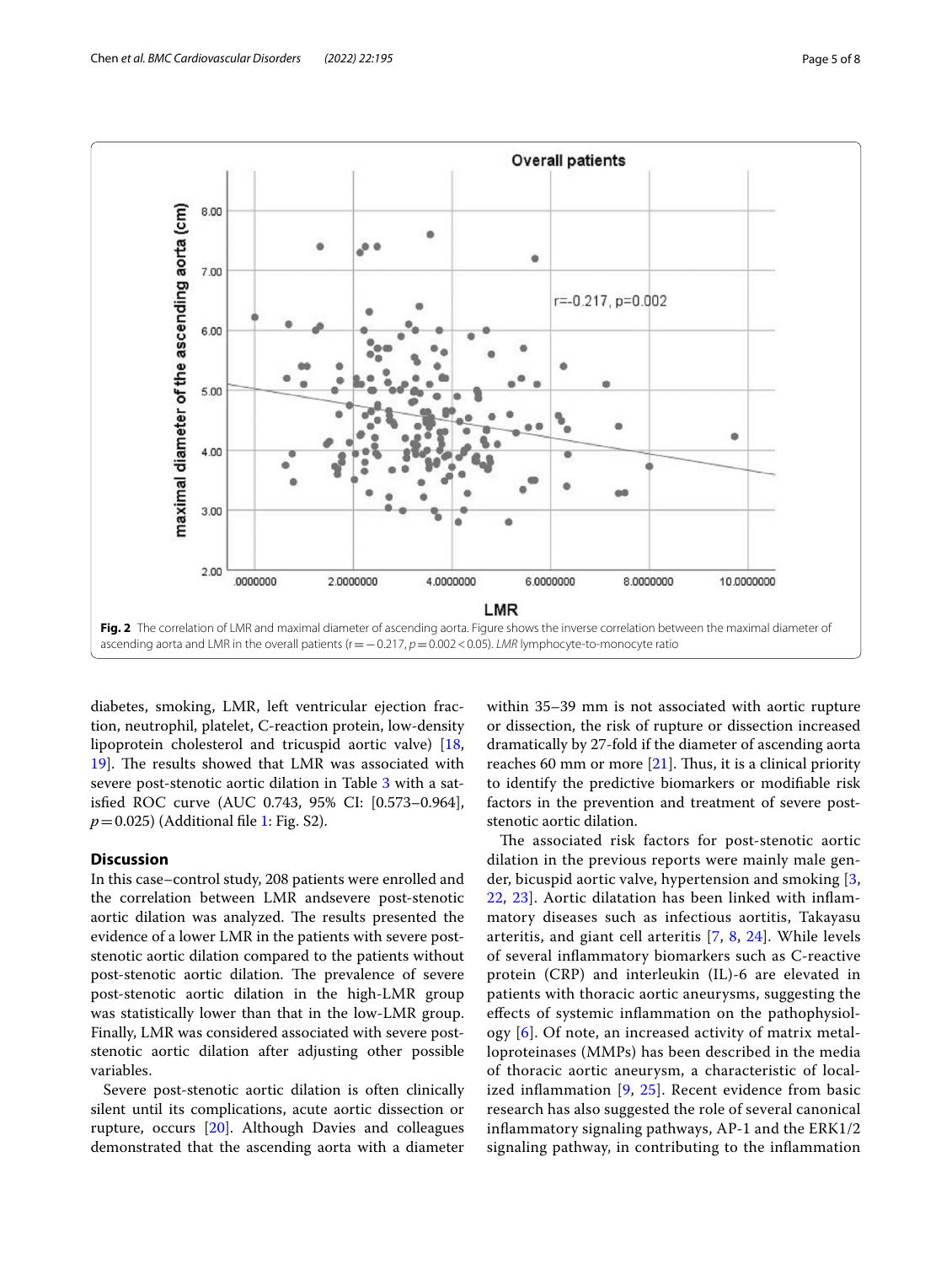**Fig. 2** The correlation of LMR and maximal diameter of ascending aorta. Figure shows the inverse correlation between the maximal diameter of ascending aorta and LMR in the overall patients ($r = -0.217$, $p = 0.002 < 0.05$). *LMR* lymphocyte-to-monocyte ratio

diabetes, smoking, LMR, left ventricular ejection fraction, neutrophil, platelet, C-reaction protein, low-density lipoprotein cholesterol and tricuspid aortic valve) [18, 19]. The results showed that LMR was associated with severe post-stenotic aortic dilation in Table 3 with a satisfied ROC curve (AUC 0.743, 95% CI: [0.573–0.964], $p = 0.025$) (Additional file 1: Fig. S2).

## Discussion

In this case–control study, 208 patients were enrolled and the correlation between LMR andsevere post-stenotic aortic dilation was analyzed. The results presented the evidence of a lower LMR in the patients with severe post-stenotic aortic dilation compared to the patients without post-stenotic aortic dilation. The prevalence of severe post-stenotic aortic dilation in the high-LMR group was statistically lower than that in the low-LMR group. Finally, LMR was considered associated with severe post-stenotic aortic dilation after adjusting other possible variables.

Severe post-stenotic aortic dilation is often clinically silent until its complications, acute aortic dissection or rupture, occurs [20]. Although Davies and colleagues demonstrated that the ascending aorta with a diameter within 35–39 mm is not associated with aortic rupture or dissection, the risk of rupture or dissection increased dramatically by 27-fold if the diameter of ascending aorta reaches 60 mm or more [21]. Thus, it is a clinical priority to identify the predictive biomarkers or modifiable risk factors in the prevention and treatment of severe post-stenotic aortic dilation.

The associated risk factors for post-stenotic aortic dilation in the previous reports were mainly male gender, bicuspid aortic valve, hypertension and smoking [3, 22, 23]. Aortic dilatation has been linked with inflammatory diseases such as infectious aortitis, Takayasu arteritis, and giant cell arteritis [7, 8, 24]. While levels of several inflammatory biomarkers such as C-reactive protein (CRP) and interleukin (IL)-6 are elevated in patients with thoracic aortic aneurysms, suggesting the effects of systemic inflammation on the pathophysiology [6]. Of note, an increased activity of matrix metalloproteinases (MMPs) has been described in the media of thoracic aortic aneurysm, a characteristic of localized inflammation [9, 25]. Recent evidence from basic research has also suggested the role of several canonical inflammatory signaling pathways, AP-1 and the ERK1/2 signaling pathway, in contributing to the inflammation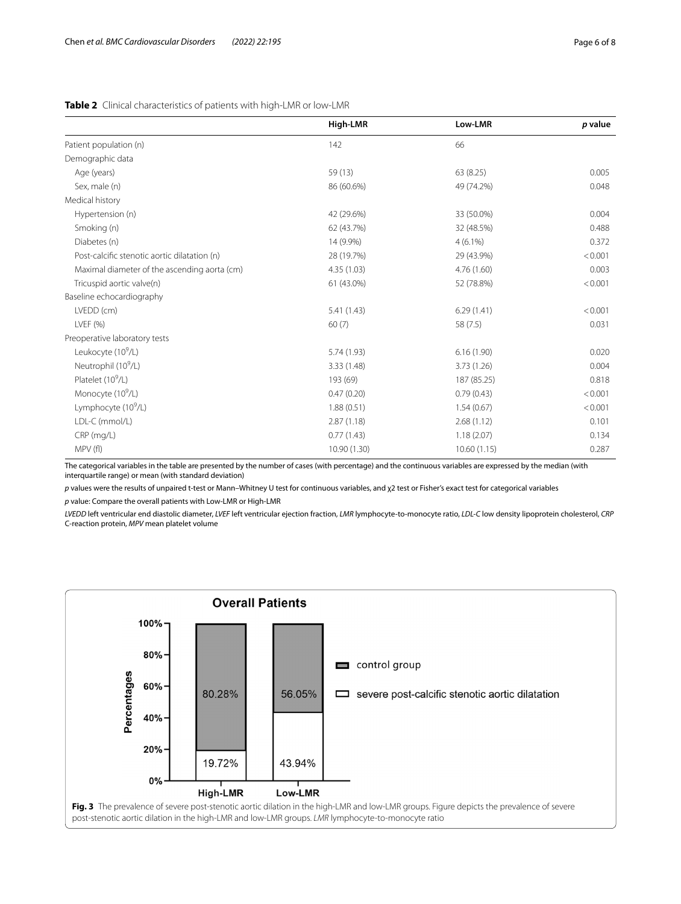**Table 2** Clinical characteristics of patients with high-LMR or low-LMR

| | High-LMR | Low-LMR | *p* value |
|---|---|---|---|
| Patient population (n) | 142 | 66 | |
| Demographic data | | | |
| Age (years) | 59 (13) | 63 (8.25) | 0.005 |
| Sex, male (n) | 86 (60.6%) | 49 (74.2%) | 0.048 |
| Medical history | | | |
| Hypertension (n) | 42 (29.6%) | 33 (50.0%) | 0.004 |
| Smoking (n) | 62 (43.7%) | 32 (48.5%) | 0.488 |
| Diabetes (n) | 14 (9.9%) | 4 (6.1%) | 0.372 |
| Post-calcific stenotic aortic dilatation (n) | 28 (19.7%) | 29 (43.9%) | < 0.001 |
| Maximal diameter of the ascending aorta (cm) | 4.35 (1.03) | 4.76 (1.60) | 0.003 |
| Tricuspid aortic valve(n) | 61 (43.0%) | 52 (78.8%) | < 0.001 |
| Baseline echocardiography | | | |
| LVEDD (cm) | 5.41 (1.43) | 6.29 (1.41) | < 0.001 |
| LVEF (%) | 60 (7) | 58 (7.5) | 0.031 |
| Preoperative laboratory tests | | | |
| Leukocyte ($10^9$/L) | 5.74 (1.93) | 6.16 (1.90) | 0.020 |
| Neutrophil ($10^9$/L) | 3.33 (1.48) | 3.73 (1.26) | 0.004 |
| Platelet ($10^9$/L) | 193 (69) | 187 (85.25) | 0.818 |
| Monocyte ($10^9$/L) | 0.47 (0.20) | 0.79 (0.43) | < 0.001 |
| Lymphocyte ($10^9$/L) | 1.88 (0.51) | 1.54 (0.67) | < 0.001 |
| LDL-C (mmol/L) | 2.87 (1.18) | 2.68 (1.12) | 0.101 |
| CRP (mg/L) | 0.77 (1.43) | 1.18 (2.07) | 0.134 |
| MPV (fl) | 10.90 (1.30) | 10.60 (1.15) | 0.287 |

The categorical variables in the table are presented by the number of cases (with percentage) and the continuous variables are expressed by the median (with interquartile range) or mean (with standard deviation)

*p* values were the results of unpaired t-test or Mann–Whitney U test for continuous variables, and χ2 test or Fisher's exact test for categorical variables

*p* value: Compare the overall patients with Low-LMR or High-LMR

*LVEDD* left ventricular end diastolic diameter, *LVEF* left ventricular ejection fraction, *LMR* lymphocyte-to-monocyte ratio, *LDL-C* low density lipoprotein cholesterol, *CRP* C-reaction protein, *MPV* mean platelet volume

**Fig. 3** The prevalence of severe post-stenotic aortic dilation in the high-LMR and low-LMR groups. Figure depicts the prevalence of severe post-stenotic aortic dilation in the high-LMR and low-LMR groups. *LMR* lymphocyte-to-monocyte ratio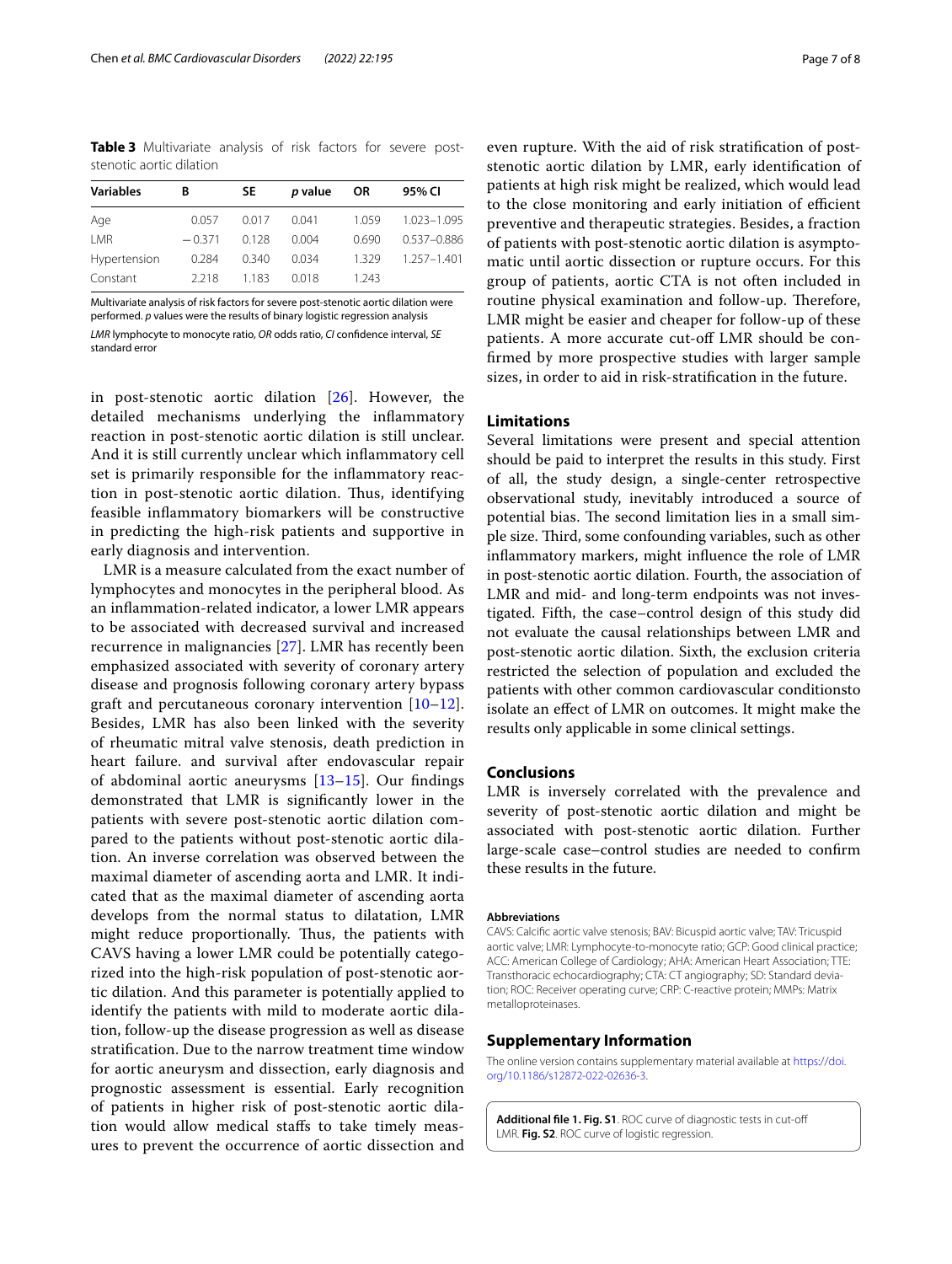**Table 3** Multivariate analysis of risk factors for severe post-stenotic aortic dilation

| Variables | B | SE | *p* value | OR | 95% CI |
|---|---|---|---|---|---|
| Age | 0.057 | 0.017 | 0.041 | 1.059 | 1.023–1.095 |
| LMR | −0.371 | 0.128 | 0.004 | 0.690 | 0.537–0.886 |
| Hypertension | 0.284 | 0.340 | 0.034 | 1.329 | 1.257–1.401 |
| Constant | 2.218 | 1.183 | 0.018 | 1.243 | |

Multivariate analysis of risk factors for severe post-stenotic aortic dilation were performed. *p* values were the results of binary logistic regression analysis

*LMR* lymphocyte to monocyte ratio, *OR* odds ratio, *CI* confidence interval, *SE* standard error

in post-stenotic aortic dilation [26]. However, the detailed mechanisms underlying the inflammatory reaction in post-stenotic aortic dilation is still unclear. And it is still currently unclear which inflammatory cell set is primarily responsible for the inflammatory reaction in post-stenotic aortic dilation. Thus, identifying feasible inflammatory biomarkers will be constructive in predicting the high-risk patients and supportive in early diagnosis and intervention.

LMR is a measure calculated from the exact number of lymphocytes and monocytes in the peripheral blood. As an inflammation-related indicator, a lower LMR appears to be associated with decreased survival and increased recurrence in malignancies [27]. LMR has recently been emphasized associated with severity of coronary artery disease and prognosis following coronary artery bypass graft and percutaneous coronary intervention [10–12]. Besides, LMR has also been linked with the severity of rheumatic mitral valve stenosis, death prediction in heart failure. and survival after endovascular repair of abdominal aortic aneurysms [13–15]. Our findings demonstrated that LMR is significantly lower in the patients with severe post-stenotic aortic dilation compared to the patients without post-stenotic aortic dilation. An inverse correlation was observed between the maximal diameter of ascending aorta and LMR. It indicated that as the maximal diameter of ascending aorta develops from the normal status to dilatation, LMR might reduce proportionally. Thus, the patients with CAVS having a lower LMR could be potentially categorized into the high-risk population of post-stenotic aortic dilation. And this parameter is potentially applied to identify the patients with mild to moderate aortic dilation, follow-up the disease progression as well as disease stratification. Due to the narrow treatment time window for aortic aneurysm and dissection, early diagnosis and prognostic assessment is essential. Early recognition of patients in higher risk of post-stenotic aortic dilation would allow medical staffs to take timely measures to prevent the occurrence of aortic dissection and even rupture. With the aid of risk stratification of post-stenotic aortic dilation by LMR, early identification of patients at high risk might be realized, which would lead to the close monitoring and early initiation of efficient preventive and therapeutic strategies. Besides, a fraction of patients with post-stenotic aortic dilation is asymptomatic until aortic dissection or rupture occurs. For this group of patients, aortic CTA is not often included in routine physical examination and follow-up. Therefore, LMR might be easier and cheaper for follow-up of these patients. A more accurate cut-off LMR should be confirmed by more prospective studies with larger sample sizes, in order to aid in risk-stratification in the future.

## Limitations

Several limitations were present and special attention should be paid to interpret the results in this study. First of all, the study design, a single-center retrospective observational study, inevitably introduced a source of potential bias. The second limitation lies in a small simple size. Third, some confounding variables, such as other inflammatory markers, might influence the role of LMR in post-stenotic aortic dilation. Fourth, the association of LMR and mid- and long-term endpoints was not investigated. Fifth, the case–control design of this study did not evaluate the causal relationships between LMR and post-stenotic aortic dilation. Sixth, the exclusion criteria restricted the selection of population and excluded the patients with other common cardiovascular conditionsto isolate an effect of LMR on outcomes. It might make the results only applicable in some clinical settings.

## Conclusions

LMR is inversely correlated with the prevalence and severity of post-stenotic aortic dilation and might be associated with post-stenotic aortic dilation. Further large-scale case–control studies are needed to confirm these results in the future.

#### Abbreviations

CAVS: Calcific aortic valve stenosis; BAV: Bicuspid aortic valve; TAV: Tricuspid aortic valve; LMR: Lymphocyte-to-monocyte ratio; GCP: Good clinical practice; ACC: American College of Cardiology; AHA: American Heart Association; TTE: Transthoracic echocardiography; CTA: CT angiography; SD: Standard deviation; ROC: Receiver operating curve; CRP: C-reactive protein; MMPs: Matrix metalloproteinases.

## Supplementary Information

The online version contains supplementary material available at https://doi.org/10.1186/s12872-022-02636-3.

**Additional file 1. Fig. S1**. ROC curve of diagnostic tests in cut-off LMR. **Fig. S2**. ROC curve of logistic regression.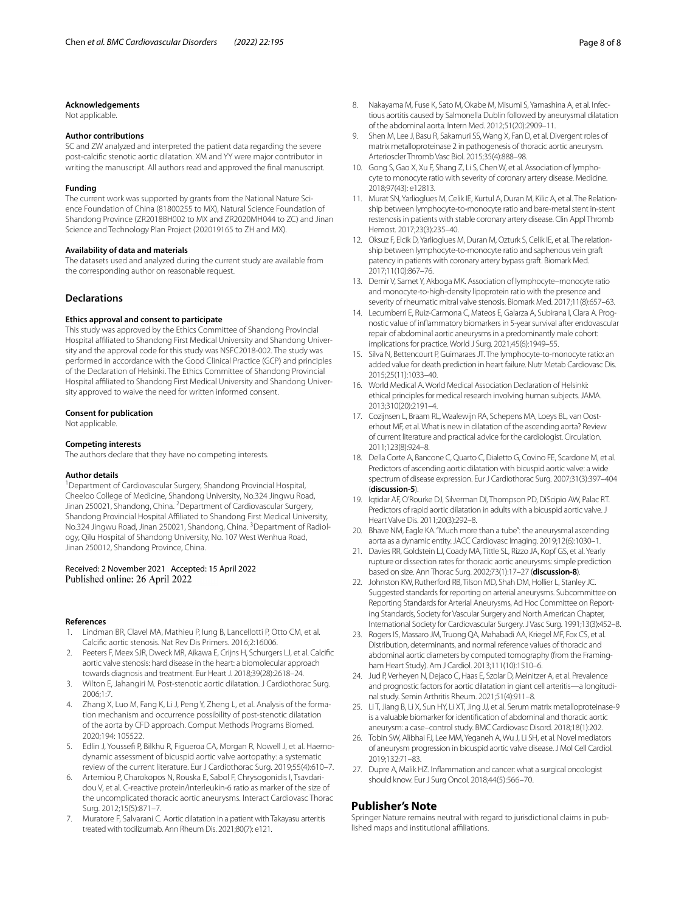#### Acknowledgements

Not applicable.

#### Author contributions

SC and ZW analyzed and interpreted the patient data regarding the severe post-calcific stenotic aortic dilatation. XM and YY were major contributor in writing the manuscript. All authors read and approved the final manuscript.

#### Funding

The current work was supported by grants from the National Nature Science Foundation of China (81800255 to MX), Natural Science Foundation of Shandong Province (ZR2018BH002 to MX and ZR2020MH044 to ZC) and Jinan Science and Technology Plan Project (202019165 to ZH and MX).

#### Availability of data and materials

The datasets used and analyzed during the current study are available from the corresponding author on reasonable request.

## Declarations

#### Ethics approval and consent to participate

This study was approved by the Ethics Committee of Shandong Provincial Hospital affiliated to Shandong First Medical University and Shandong University and the approval code for this study was NSFC2018-002. The study was performed in accordance with the Good Clinical Practice (GCP) and principles of the Declaration of Helsinki. The Ethics Committee of Shandong Provincial Hospital affiliated to Shandong First Medical University and Shandong University approved to waive the need for written informed consent.

#### Consent for publication

Not applicable.

#### Competing interests

The authors declare that they have no competing interests.

#### Author details

[1]Department of Cardiovascular Surgery, Shandong Provincial Hospital, Cheeloo College of Medicine, Shandong University, No.324 Jingwu Road, Jinan 250021, Shandong, China. [2]Department of Cardiovascular Surgery, Shandong Provincial Hospital Affiliated to Shandong First Medical University, No.324 Jingwu Road, Jinan 250021, Shandong, China. [3]Department of Radiology, Qilu Hospital of Shandong University, No. 107 West Wenhua Road, Jinan 250012, Shandong Province, China.

Received: 2 November 2021 Accepted: 15 April 2022
Published online: 26 April 2022

#### References

1. Lindman BR, Clavel MA, Mathieu P, Iung B, Lancellotti P, Otto CM, et al. Calcific aortic stenosis. Nat Rev Dis Primers. 2016;2:16006.
2. Peeters F, Meex SJR, Dweck MR, Aikawa E, Crijns H, Schurgers LJ, et al. Calcific aortic valve stenosis: hard disease in the heart: a biomolecular approach towards diagnosis and treatment. Eur Heart J. 2018;39(28):2618–24.
3. Wilton E, Jahangiri M. Post-stenotic aortic dilatation. J Cardiothorac Surg. 2006;1:7.
4. Zhang X, Luo M, Fang K, Li J, Peng Y, Zheng L, et al. Analysis of the formation mechanism and occurrence possibility of post-stenotic dilatation of the aorta by CFD approach. Comput Methods Programs Biomed. 2020;194: 105522.
5. Edlin J, Youssefi P, Bilkhu R, Figueroa CA, Morgan R, Nowell J, et al. Haemodynamic assessment of bicuspid aortic valve aortopathy: a systematic review of the current literature. Eur J Cardiothorac Surg. 2019;55(4):610–7.
6. Artemiou P, Charokopos N, Rouska E, Sabol F, Chrysogonidis I, Tsavdaridou V, et al. C-reactive protein/interleukin-6 ratio as marker of the size of the uncomplicated thoracic aortic aneurysms. Interact Cardiovasc Thorac Surg. 2012;15(5):871–7.
7. Muratore F, Salvarani C. Aortic dilatation in a patient with Takayasu arteritis treated with tocilizumab. Ann Rheum Dis. 2021;80(7): e121.
8. Nakayama M, Fuse K, Sato M, Okabe M, Misumi S, Yamashina A, et al. Infectious aortitis caused by Salmonella Dublin followed by aneurysmal dilatation of the abdominal aorta. Intern Med. 2012;51(20):2909–11.
9. Shen M, Lee J, Basu R, Sakamuri SS, Wang X, Fan D, et al. Divergent roles of matrix metalloproteinase 2 in pathogenesis of thoracic aortic aneurysm. Arterioscler Thromb Vasc Biol. 2015;35(4):888–98.
10. Gong S, Gao X, Xu F, Shang Z, Li S, Chen W, et al. Association of lymphocyte to monocyte ratio with severity of coronary artery disease. Medicine. 2018;97(43): e12813.
11. Murat SN, Yarlioglues M, Celik IE, Kurtul A, Duran M, Kilic A, et al. The Relationship between lymphocyte-to-monocyte ratio and bare-metal stent in-stent restenosis in patients with stable coronary artery disease. Clin Appl Thromb Hemost. 2017;23(3):235–40.
12. Oksuz F, Elcik D, Yarlioglues M, Duran M, Ozturk S, Celik IE, et al. The relationship between lymphocyte-to-monocyte ratio and saphenous vein graft patency in patients with coronary artery bypass graft. Biomark Med. 2017;11(10):867–76.
13. Demir V, Samet Y, Akboga MK. Association of lymphocyte–monocyte ratio and monocyte-to-high-density lipoprotein ratio with the presence and severity of rheumatic mitral valve stenosis. Biomark Med. 2017;11(8):657–63.
14. Lecumberri E, Ruiz-Carmona C, Mateos E, Galarza A, Subirana I, Clara A. Prognostic value of inflammatory biomarkers in 5-year survival after endovascular repair of abdominal aortic aneurysms in a predominantly male cohort: implications for practice. World J Surg. 2021;45(6):1949–55.
15. Silva N, Bettencourt P, Guimaraes JT. The lymphocyte-to-monocyte ratio: an added value for death prediction in heart failure. Nutr Metab Cardiovasc Dis. 2015;25(11):1033–40.
16. World Medical A. World Medical Association Declaration of Helsinki: ethical principles for medical research involving human subjects. JAMA. 2013;310(20):2191–4.
17. Cozijnsen L, Braam RL, Waalewijn RA, Schepens MA, Loeys BL, van Oosterhout MF, et al. What is new in dilatation of the ascending aorta? Review of current literature and practical advice for the cardiologist. Circulation. 2011;123(8):924–8.
18. Della Corte A, Bancone C, Quarto C, Dialetto G, Covino FE, Scardone M, et al. Predictors of ascending aortic dilatation with bicuspid aortic valve: a wide spectrum of disease expression. Eur J Cardiothorac Surg. 2007;31(3):397–404 (**discussion-5**).
19. Iqtidar AF, O'Rourke DJ, Silverman DI, Thompson PD, DiScipio AW, Palac RT. Predictors of rapid aortic dilatation in adults with a bicuspid aortic valve. J Heart Valve Dis. 2011;20(3):292–8.
20. Bhave NM, Eagle KA. "Much more than a tube": the aneurysmal ascending aorta as a dynamic entity. JACC Cardiovasc Imaging. 2019;12(6):1030–1.
21. Davies RR, Goldstein LJ, Coady MA, Tittle SL, Rizzo JA, Kopf GS, et al. Yearly rupture or dissection rates for thoracic aortic aneurysms: simple prediction based on size. Ann Thorac Surg. 2002;73(1):17–27 (**discussion-8**).
22. Johnston KW, Rutherford RB, Tilson MD, Shah DM, Hollier L, Stanley JC. Suggested standards for reporting on arterial aneurysms. Subcommittee on Reporting Standards for Arterial Aneurysms, Ad Hoc Committee on Reporting Standards, Society for Vascular Surgery and North American Chapter, International Society for Cardiovascular Surgery. J Vasc Surg. 1991;13(3):452–8.
23. Rogers IS, Massaro JM, Truong QA, Mahabadi AA, Kriegel MF, Fox CS, et al. Distribution, determinants, and normal reference values of thoracic and abdominal aortic diameters by computed tomography (from the Framingham Heart Study). Am J Cardiol. 2013;111(10):1510–6.
24. Jud P, Verheyen N, Dejaco C, Haas E, Szolar D, Meinitzer A, et al. Prevalence and prognostic factors for aortic dilatation in giant cell arteritis—a longitudinal study. Semin Arthritis Rheum. 2021;51(4):911–8.
25. Li T, Jiang B, Li X, Sun HY, Li XT, Jing JJ, et al. Serum matrix metalloproteinase-9 is a valuable biomarker for identification of abdominal and thoracic aortic aneurysm: a case–control study. BMC Cardiovasc Disord. 2018;18(1):202.
26. Tobin SW, Alibhai FJ, Lee MM, Yeganeh A, Wu J, Li SH, et al. Novel mediators of aneurysm progression in bicuspid aortic valve disease. J Mol Cell Cardiol. 2019;132:71–83.
27. Dupre A, Malik HZ. Inflammation and cancer: what a surgical oncologist should know. Eur J Surg Oncol. 2018;44(5):566–70.

## Publisher's Note

Springer Nature remains neutral with regard to jurisdictional claims in published maps and institutional affiliations.